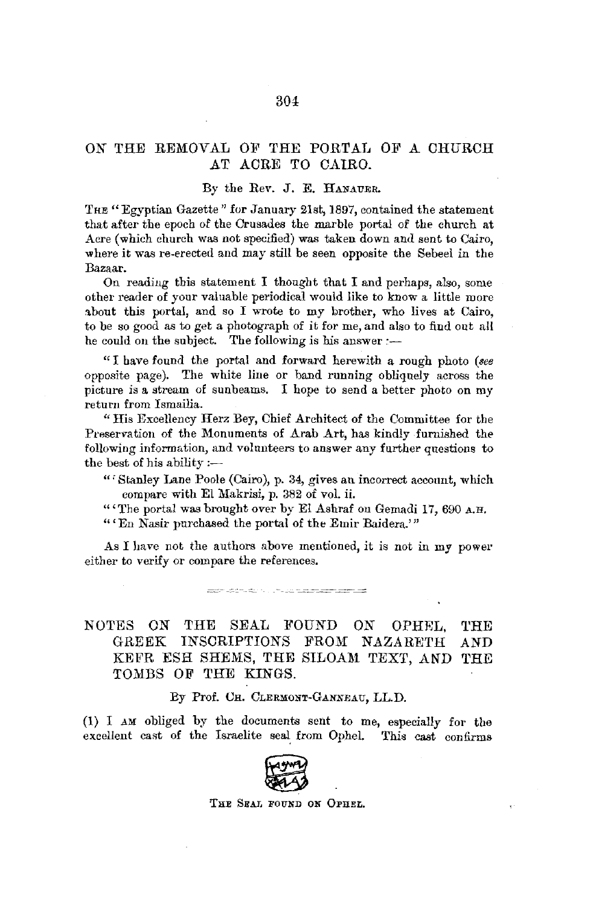## ON THE REMOVAL OF THE PORTAL OF A CHURCH AT ACRE TO CAIRO.

By the Rev. J. E. HANAUER.

THE "Egyptian Gazette" for January 21st, 1897, contained the statement that after the epoch of the Crusades the marble portal of the church at Acre (which church was not specified) was taken down and sent to Cairo, where it was re-erected and may still be seen opposite the Sebeel in the Bazaar.

On reading this statement I thought that I and perhaps, also, some other reader of your valuable periodical would like to know a little more about this portal, and so I wrote to my brother, who lives at Cairo, to be so good as to get a photograph of it for me, and also to find out all he could on the subject. The following is his answer :—

"I have found the portal and forward herewith a rough photo (*see* opposite page). The white line or band running obliquely across the picture is a stream of sunbeams. I hope to send a better photo on my return from Ismailia.

"His Excellency Herz Bey, Chief Architect of the Committee for the Preservation of the Monuments of Arab Art, has kindly furnished the following information, and volunteers to answer any further questions to the best of his ability :—

"'Stanley Lane Poole (Cairo), p. 34, gives an incorrect account, which compare with El Makrisi, p. 382 of vol. ii.

"'The portal was brought over by El Ashraf on Gemadi 17, 690 A.H.

"'En Nasir purchased the portal of the Emir Baidera.'"

As I have not the authors above mentioned, it is not in my power either to verify or compare the references.

---

## NOTES ON THE SEAL FOUND ON OPHEL, THE GREEK INSCRIPTIONS FROM NAZARETH AND KEFR ESH SHEMS, THE SILOAM TEXT, AND THE TOMBS OF THE KINGS.

By Prof. CH. CLERMONT-GANNEAU, LL.D.

(1) I AM obliged by the documents sent to me, especially for the excellent cast of the Israelite seal from Ophel. This cast confirms

THE SEAL FOUND ON OPHEL.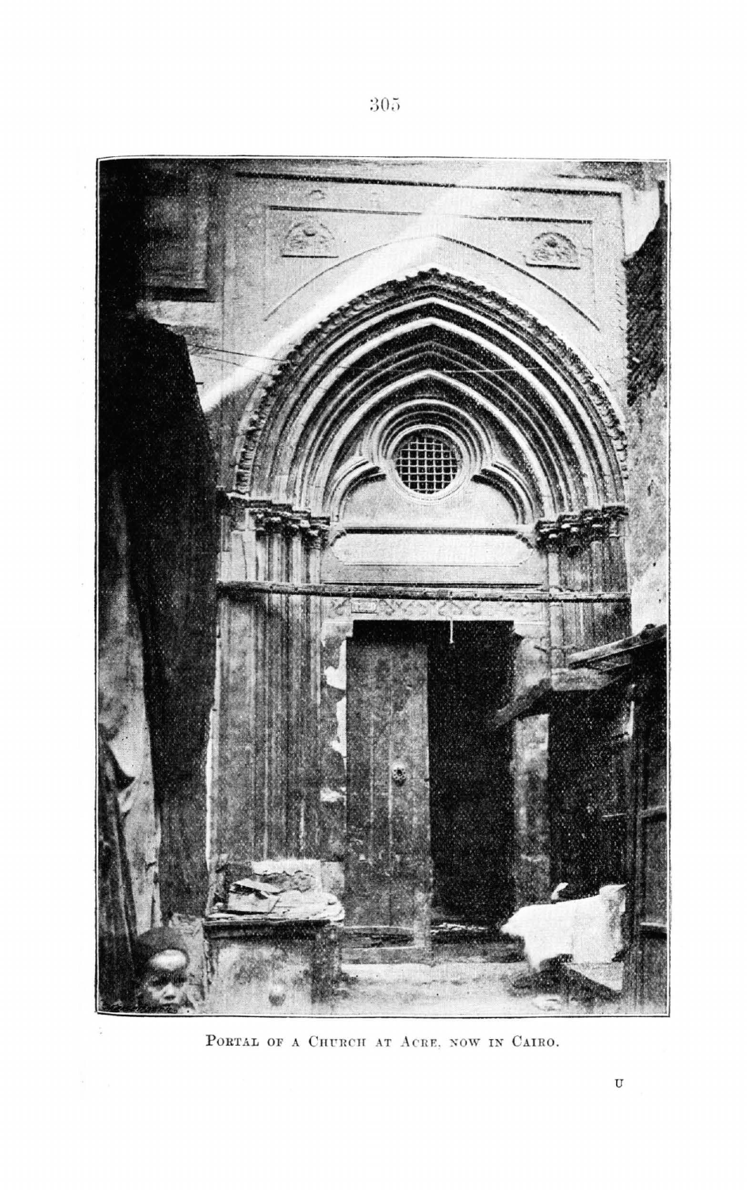Portal of a Church at Acre, now in Cairo.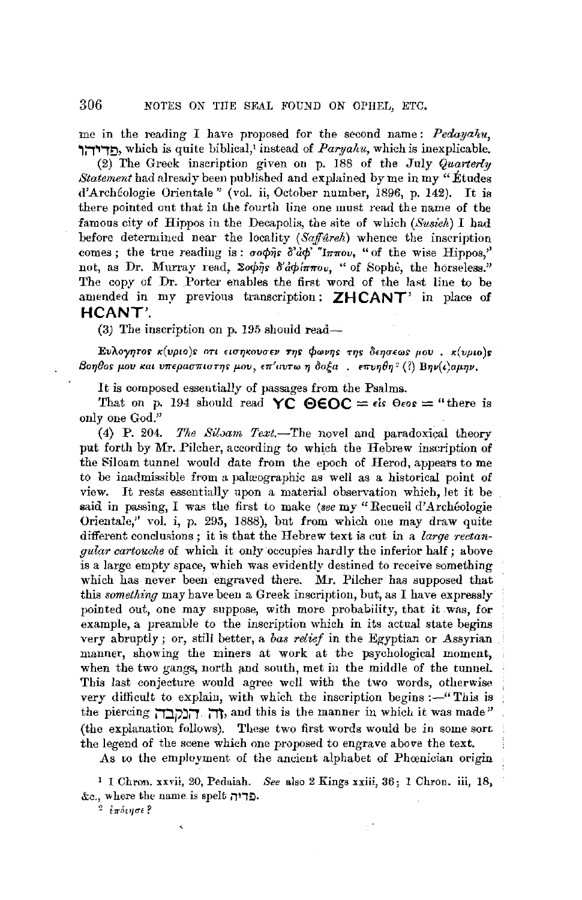me in the reading I have proposed for the second name: *Pedayahu*, פדיהו, which is quite biblical,[1] instead of *Paryahu*, which is inexplicable.

(2) The Greek inscription given on p. 188 of the July *Quarterly Statement* had already been published and explained by me in my "Études d'Archéologie Orientale" (vol. ii, October number, 1896, p. 142). It is there pointed out that in the fourth line one must read the name of the famous city of Hippos in the Decapolis, the site of which (*Susieh*) I had before determined near the locality (*Saffûreh*) whence the inscription comes; the true reading is: σοφῆς δ'ἀφ' Ἵππου, "of the wise Hippos," not, as Dr. Murray read, Σοφῆς δ'ἀφίππου, "of Sophè, the horseless." The copy of Dr. Porter enables the first word of the last line to be amended in my previous transcription: **ZHCANT'** in place of **HCANT'**.

(3) The inscription on p. 195 should read—

*Ευλογητος κ(υριο)ς οτι εισηκουσεν της φωνης της δεησεως μου . κ(υριο)ς βοηθος μου και υπερασπιστης μου, επ'αυτω η δοξα . επυηθη*[2] (?) Βην(ι)αμην.

It is composed essentially of passages from the Psalms.

That on p. 194 should read **YC ΘЄOC** = εἰς Θεος = "there is only one God."

(4) P. 204. *The Siloam Text.*—The novel and paradoxical theory put forth by Mr. Pilcher, according to which the Hebrew inscription of the Siloam tunnel would date from the epoch of Herod, appears to me to be inadmissible from a palæographic as well as a historical point of view. It rests essentially upon a material observation which, let it be said in passing, I was the first to make (*see* my "Recueil d'Archéologie Orientale," vol. i, p. 295, 1888), but from which one may draw quite different conclusions; it is that the Hebrew text is cut in a *large rectangular cartouche* of which it only occupies hardly the inferior half; above is a large empty space, which was evidently destined to receive something which has never been engraved there. Mr. Pilcher has supposed that this *something* may have been a Greek inscription, but, as I have expressly pointed out, one may suppose, with more probability, that it was, for example, a preamble to the inscription which in its actual state begins very abruptly; or, still better, a *bas relief* in the Egyptian or Assyrian manner, showing the miners at work at the psychological moment, when the two gangs, north and south, met in the middle of the tunnel. This last conjecture would agree well with the two words, otherwise very difficult to explain, with which the inscription begins:—"This is the piercing זה הנקבה, and this is the manner in which it was made" (the explanation follows). These two first words would be in some sort the legend of the scene which one proposed to engrave above the text.

As to the employment of the ancient alphabet of Phœnician origin

[1] I Chron. xxvii, 20, Pedaiah. *See* also 2 Kings xxiii, 36; 1 Chron. iii, 18, &c., where the name is spelt פדיה.

[2] ἐπόιησε?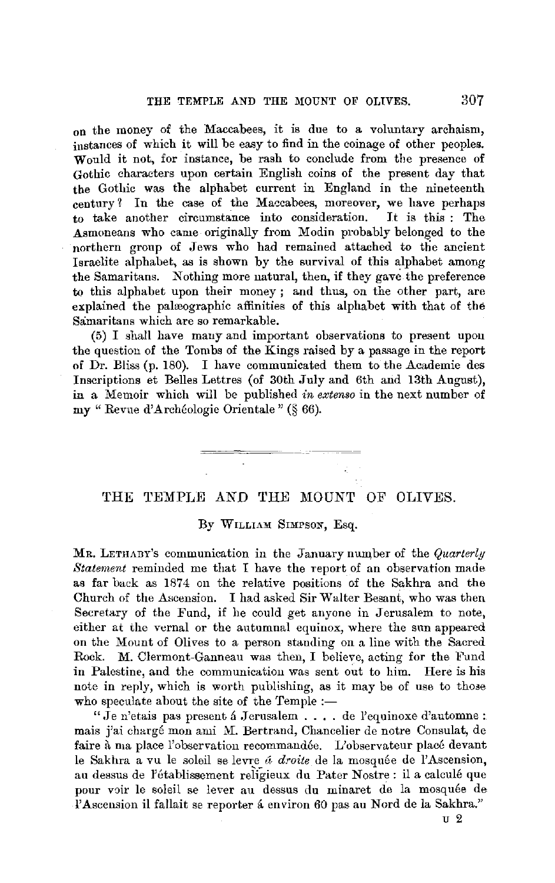on the money of the Maccabees, it is due to a voluntary archaism, instances of which it will be easy to find in the coinage of other peoples. Would it not, for instance, be rash to conclude from the presence of Gothic characters upon certain English coins of the present day that the Gothic was the alphabet current in England in the nineteenth century? In the case of the Maccabees, moreover, we have perhaps to take another circumstance into consideration. It is this: The Asmoneans who came originally from Modin probably belonged to the northern group of Jews who had remained attached to the ancient Israelite alphabet, as is shown by the survival of this alphabet among the Samaritans. Nothing more natural, then, if they gave the preference to this alphabet upon their money; and thus, on the other part, are explained the palæographic affinities of this alphabet with that of the Samaritans which are so remarkable.

(5) I shall have many and important observations to present upon the question of the Tombs of the Kings raised by a passage in the report of Dr. Bliss (p. 180). I have communicated them to the Academie des Inscriptions et Belles Lettres (of 30th July and 6th and 13th August), in a Memoir which will be published *in extenso* in the next number of my "Revue d'Archéologie Orientale" (§ 66).

---

## THE TEMPLE AND THE MOUNT OF OLIVES.

By William Simpson, Esq.

Mr. Lethaby's communication in the January number of the *Quarterly Statement* reminded me that I have the report of an observation made as far back as 1874 on the relative positions of the Sakhra and the Church of the Ascension. I had asked Sir Walter Besant, who was then Secretary of the Fund, if he could get anyone in Jerusalem to note, either at the vernal or the autumnal equinox, where the sun appeared on the Mount of Olives to a person standing on a line with the Sacred Rock. M. Clermont-Ganneau was then, I believe, acting for the Fund in Palestine, and the communication was sent out to him. Here is his note in reply, which is worth publishing, as it may be of use to those who speculate about the site of the Temple :—

"Je n'etais pas present á Jerusalem . . . . de l'equinoxe d'automne : mais j'ai chargé mon ami M. Bertrand, Chancelier de notre Consulat, de faire à ma place l'observation recommandée. L'observateur placé devant le Sakhra a vu le soleil se levre *á droite* de la mosquée de l'Ascension, au dessus de l'établissement religieux du Pater Nostre : il a calculé que pour voir le soleil se lever au dessus du minaret de la mosquée de l'Ascension il fallait se reporter á environ 60 pas au Nord de la Sakhra."